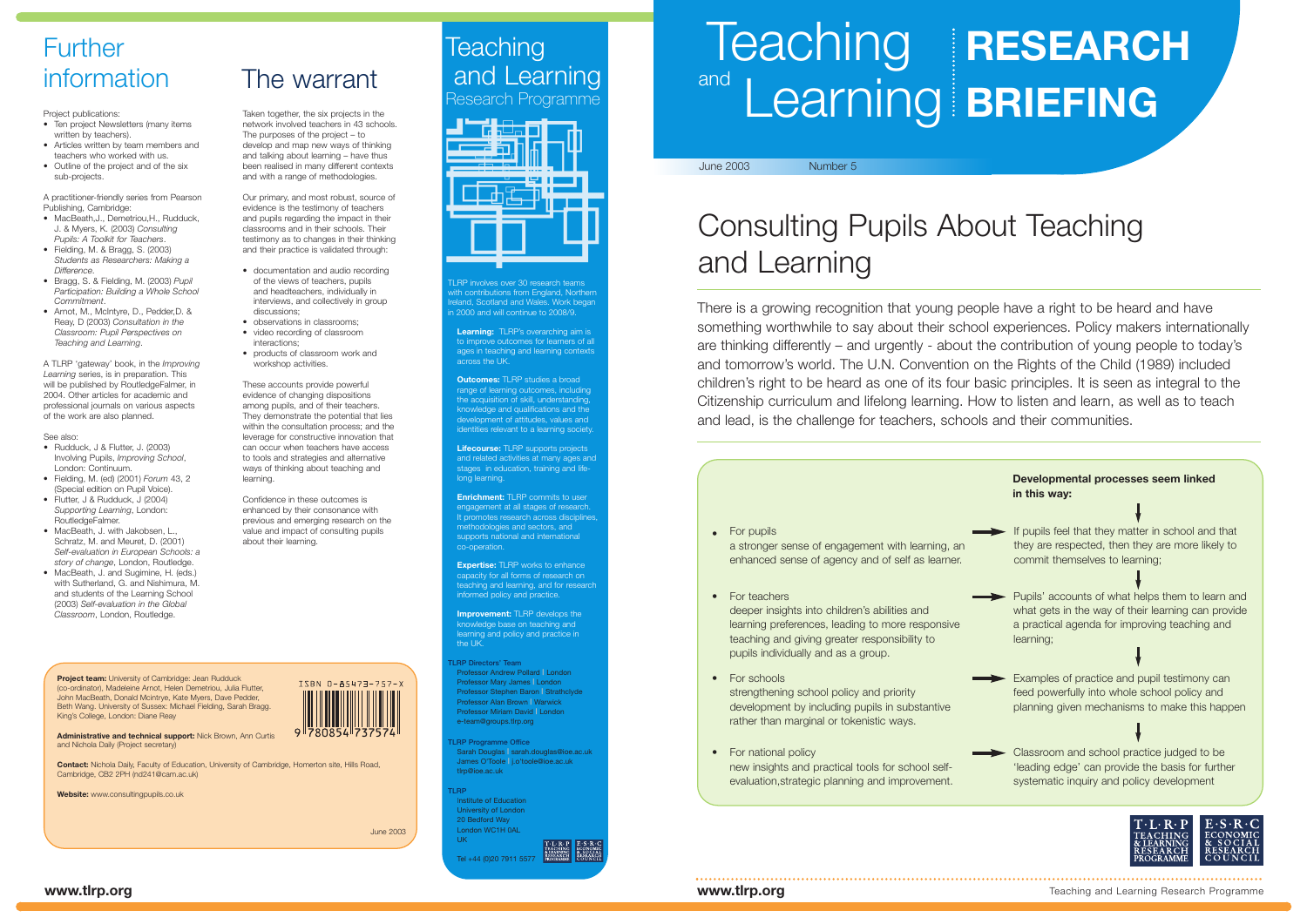# Further information

Project publications:

- Ten project Newsletters (many items written by teachers).
- Articles written by team members and teachers who worked with us.
- Outline of the project and of the six sub-projects.

A practitioner-friendly series from Pearson Publishing, Cambridge:

- MacBeath,J., Demetriou,H., Rudduck, J. & Myers, K. (2003) *Consulting Pupils: A Toolkit for Teachers*.
- Fielding, M. & Bragg, S. (2003) *Students as Researchers: Making a Difference*.
- Bragg, S. & Fielding, M. (2003) *Pupil Participation: Building a Whole School Commitment*.
- Arnot, M., McIntyre, D., Pedder,D. & Reay, D (2003) *Consultation in the Classroom: Pupil Perspectives on Teaching and Learning*.

A TLRP 'gateway' book, in the *Improving Learning* series, is in preparation. This will be published by RoutledgeFalmer, in 2004. Other articles for academic and professional journals on various aspects of the work are also planned.

See also:

- Rudduck, J & Flutter, J. (2003) Involving Pupils, *Improving School*, London: Continuum.
- Fielding, M. (ed) (2001) *Forum* 43, 2 (Special edition on Pupil Voice).
- Flutter, J & Rudduck, J (2004) *Supporting Learning*, London: RoutledgeFalmer.
- MacBeath, J. with Jakobsen, L., Schratz, M. and Meuret, D. (2001) *Self-evaluation in European Schools: a story of change*, London, Routledge.
- MacBeath, J. and Sugimine, H. (eds.) with Sutherland, G. and Nishimura, M. and students of the Learning School (2003) *Self-evaluation in the Global Classroom*, London, Routledge.

# The warrant

Taken together, the six projects in the network involved teachers in 43 schools. The purposes of the project – to develop and map new ways of thinking and talking about learning – have thus been realised in many different contexts and with a range of methodologies.

Our primary, and most robust, source of evidence is the testimony of teachers and pupils regarding the impact in their classrooms and in their schools. Their testimony as to changes in their thinking and their practice is validated through:

- documentation and audio recording of the views of teachers, pupils and headteachers, individually in interviews, and collectively in group discussions;
- observations in classrooms;
- video recording of classroom interactions;
- products of classroom work and workshop activities.

These accounts provide powerful evidence of changing dispositions among pupils, and of their teachers. They demonstrate the potential that lies within the consultation process; and the leverage for constructive innovation that can occur when teachers have access to tools and strategies and alternative ways of thinking about teaching and learning.

Confidence in these outcomes is enhanced by their consonance with previous and emerging research on the value and impact of consulting pupils about their learning.

**Project team:** University of Cambridge: Jean Rudduck (co-ordinator), Madeleine Arnot, Helen Demetriou, Julia Flutter, John MacBeath, Donald McIntyre, Kate Myers, Dave Pedder, Beth Wang. University of Sussex: Michael Fielding, Sarah Bragg. King's College, London: Diane Reay

ISBN 0-85473-757-X

**Administrative and technical support:** Nick Brown, Ann Curtis and Nichola Daily (Project secretary)

**Contact:** Nichola Daily, Faculty of Education, University of Cambridge, Homerton site, Hills Road, Cambridge, CB2 2PH (nd241@cam.ac.uk)

**Website:** www.consultingpupils.co.uk

June 2003

# Teaching and Learning Research Programme

TLRP involves over 30 research teams with contributions from England, Northern Ireland, Scotland and Wales. Work began in 2000 and will continue to 2008/9.

**Learning:** TLRP's overarching aim is to improve outcomes for learners of all ages in teaching and learning contexts across the UK.

**Outcomes:** TLRP studies a broad range of learning outcomes, including the acquisition of skill, understanding, knowledge and qualifications and the development of attitudes, values and identities relevant to a learning society.

**Lifecourse:** TLRP supports projects and related activities at many ages and stages in education, training and life-long learning.

**Enrichment:** TLRP commits to user engagement at all stages of research. It promotes research across disciplines, methodologies and sectors, and supports national and international co-operation.

**Expertise:** TLRP works to enhance capacity for all forms of research on teaching and learning, and for research informed policy and practice.

**Improvement:** TLRP develops the knowledge base on teaching and learning and policy and practice in the UK.

TLRP Directors' Team
Professor Andrew Pollard | London
Professor Mary James | London
Professor Stephen Baron | Strathclyde
Professor Alan Brown | Warwick
Professor Miriam David | London
e-team@groups.tlrp.org

TLRP Programme Office
Sarah Douglas | sarah.douglas@ioe.ac.uk
James O'Toole | j.o'toole@ioe.ac.uk
tlrp@ioe.ac.uk

TLRP
Institute of Education
University of London
20 Bedford Way
London WC1H 0AL
UK

Tel +44 (0)20 7911 5577

# Teaching and Learning RESEARCH BRIEFING

June 2003 Number 5

# Consulting Pupils About Teaching and Learning

There is a growing recognition that young people have a right to be heard and have something worthwhile to say about their school experiences. Policy makers internationally are thinking differently – and urgently - about the contribution of young people to today's and tomorrow's world. The U.N. Convention on the Rights of the Child (1989) included children's right to be heard as one of its four basic principles. It is seen as integral to the Citizenship curriculum and lifelong learning. How to listen and learn, as well as to teach and lead, is the challenge for teachers, schools and their communities.

| | **Developmental processes seem linked in this way:** |
|---|---|
| **For pupils**<br>a stronger sense of engagement with learning, an enhanced sense of agency and of self as learner. | If pupils feel that they matter in school and that they are respected, then they are more likely to commit themselves to learning; |
| **For teachers**<br>deeper insights into children's abilities and learning preferences, leading to more responsive teaching and giving greater responsibility to pupils individually and as a group. | Pupils' accounts of what helps them to learn and what gets in the way of their learning can provide a practical agenda for improving teaching and learning; |
| **For schools**<br>strengthening school policy and priority development by including pupils in substantive rather than marginal or tokenistic ways. | Examples of practice and pupil testimony can feed powerfully into whole school policy and planning given mechanisms to make this happen |
| **For national policy**<br>new insights and practical tools for school self-evaluation,strategic planning and improvement. | Classroom and school practice judged to be 'leading edge' can provide the basis for further systematic inquiry and policy development |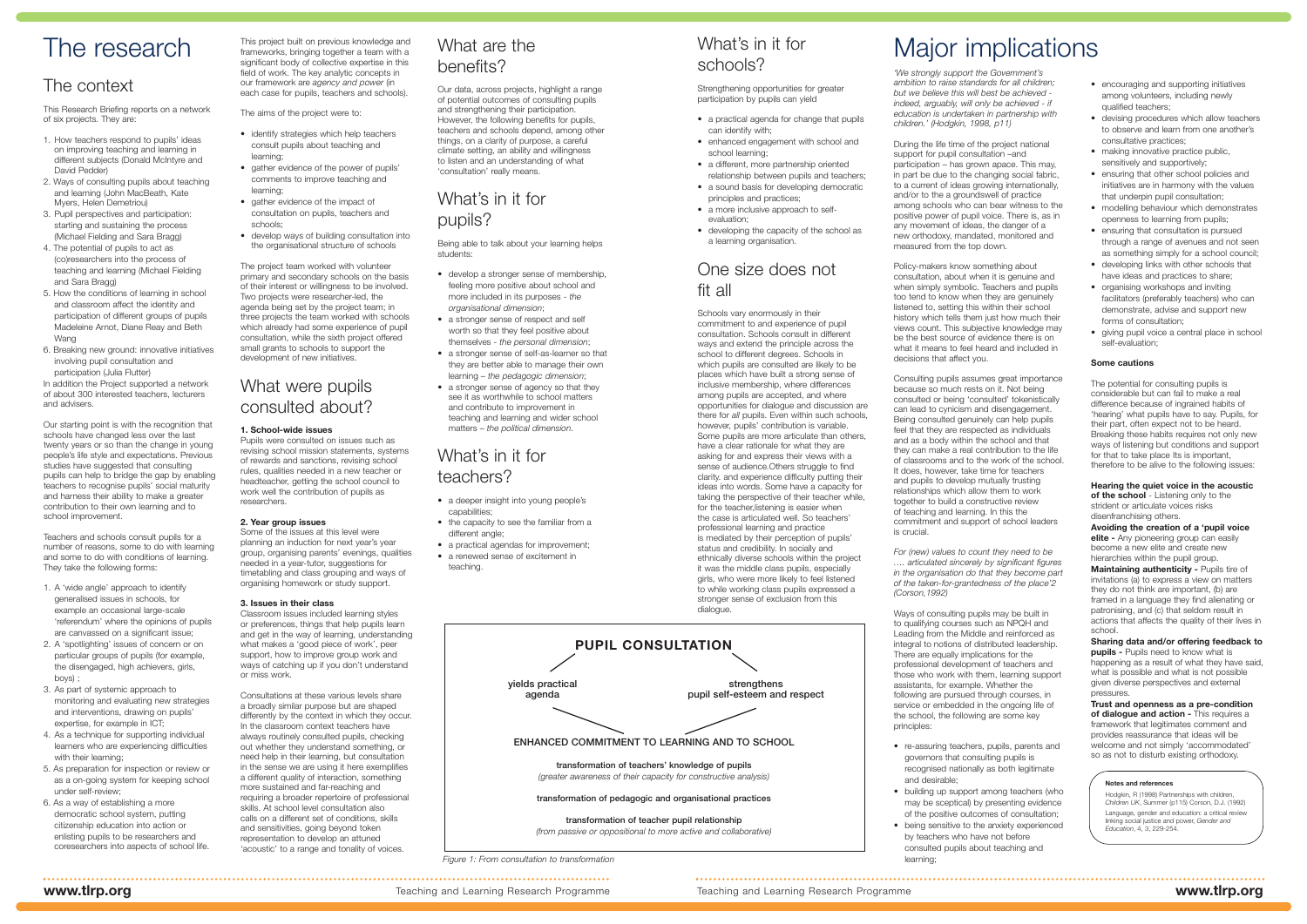# The research

## The context

This Research Briefing reports on a network of six projects. They are:

1. How teachers respond to pupils' ideas on improving teaching and learning in different subjects (Donald McIntyre and David Pedder)
2. Ways of consulting pupils about teaching and learning (John MacBeath, Kate Myers, Helen Demetriou)
3. Pupil perspectives and participation: starting and sustaining the process (Michael Fielding and Sara Bragg)
4. The potential of pupils to act as (co)researchers into the process of teaching and learning (Michael Fielding and Sara Bragg)
5. How the conditions of learning in school and classroom affect the identity and participation of different groups of pupils Madeleine Arnot, Diane Reay and Beth Wang
6. Breaking new ground: innovative initiatives involving pupil consultation and participation (Julia Flutter)

In addition the Project supported a network of about 300 interested teachers, lecturers and advisers.

Our starting point is with the recognition that schools have changed less over the last twenty years or so than the change in young people's life style and expectations. Previous studies have suggested that consulting pupils can help to bridge the gap by enabling teachers to recognise pupils' social maturity and harness their ability to make a greater contribution to their own learning and to school improvement.

Teachers and schools consult pupils for a number of reasons, some to do with learning and some to do with conditions of learning. They take the following forms:

1. A 'wide angle' approach to identify generalised issues in schools, for example an occasional large-scale 'referendum' where the opinions of pupils are canvassed on a significant issue;
2. A 'spotlighting' issues of concern or on particular groups of pupils (for example, the disengaged, high achievers, girls, boys) ;
3. As part of systemic approach to monitoring and evaluating new strategies and interventions, drawing on pupils' expertise, for example in ICT;
4. As a technique for supporting individual learners who are experiencing difficulties with their learning;
5. As preparation for inspection or review or as a on-going system for keeping school under self-review;
6. As a way of establishing a more democratic school system, putting citizenship education into action or enlisting pupils to be researchers and coresearchers into aspects of school life.

This project built on previous knowledge and frameworks, bringing together a team with a significant body of collective expertise in this field of work. The key analytic concepts in our framework are *agency and power* (in each case for pupils, teachers and schools).

The aims of the project were to:

- identify strategies which help teachers consult pupils about teaching and learning;
- gather evidence of the power of pupils' comments to improve teaching and learning;
- gather evidence of the impact of consultation on pupils, teachers and schools;
- develop ways of building consultation into the organisational structure of schools

The project team worked with volunteer primary and secondary schools on the basis of their interest or willingness to be involved. Two projects were researcher-led, the agenda being set by the project team; in three projects the team worked with schools which already had some experience of pupil consultation, while the sixth project offered small grants to schools to support the development of new initiatives.

## What were pupils consulted about?

**1. School-wide issues**

Pupils were consulted on issues such as revising school mission statements, systems of rewards and sanctions, revising school rules, qualities needed in a new teacher or headteacher, getting the school council to work well the contribution of pupils as researchers.

**2. Year group issues**

Some of the issues at this level were planning an induction for next year's year group, organising parents' evenings, qualities needed in a year-tutor, suggestions for timetabling and class grouping and ways of organising homework or study support.

**3. Issues in their class**

Classroom issues included learning styles or preferences, things that help pupils learn and get in the way of learning, understanding what makes a 'good piece of work', peer support, how to improve group work and ways of catching up if you don't understand or miss work.

Consultations at these various levels share a broadly similar purpose but are shaped differently by the context in which they occur. In the classroom context teachers have always routinely consulted pupils, checking out whether they understand something, or need help in their learning, but consultation in the sense we are using it here exemplifies a different quality of interaction, something more sustained and far-reaching and requiring a broader repertoire of professional skills. At school level consultation also calls on a different set of conditions, skills and sensitivities, going beyond token representation to develop an attuned 'acoustic' to a range and tonality of voices.

## What are the benefits?

Our data, across projects, highlight a range of potential outcomes of consulting pupils and strengthening their participation. However, the following benefits for pupils, teachers and schools depend, among other things, on a clarity of purpose, a careful climate setting, an ability and willingness to listen and an understanding of what 'consultation' really means.

## What's in it for pupils?

Being able to talk about your learning helps students:

- develop a stronger sense of membership, feeling more positive about school and more included in its purposes - *the organisational dimension*;
- a stronger sense of respect and self worth so that they feel positive about themselves - *the personal dimension*;
- a stronger sense of self-as-learner so that they are better able to manage their own learning – *the pedagogic dimension*;
- a stronger sense of agency so that they see it as worthwhile to school matters and contribute to improvement in teaching and learning and wider school matters – *the political dimension*.

## What's in it for teachers?

- a deeper insight into young people's capabilities;
- the capacity to see the familiar from a different angle;
- a practical agendas for improvement;
- a renewed sense of excitement in teaching.

## What's in it for schools?

Strengthening opportunities for greater participation by pupils can yield

- a practical agenda for change that pupils can identify with;
- enhanced engagement with school and school learning;
- a different, more partnership oriented relationship between pupils and teachers;
- a sound basis for developing democratic principles and practices;
- a more inclusive approach to self-evaluation;
- developing the capacity of the school as a learning organisation.

## One size does not fit all

Schools vary enormously in their commitment to and experience of pupil consultation. Schools consult in different ways and extend the principle across the school to different degrees. Schools in which pupils are consulted are likely to be places which have built a strong sense of inclusive membership, where differences among pupils are accepted, and where opportunities for dialogue and discussion are there for *all* pupils. Even within such schools, however, pupils' contribution is variable. Some pupils are more articulate than others, have a clear rationale for what they are asking for and express their views with a sense of audience.Others struggle to find clarity. and experience difficulty putting their ideas into words. Some have a capacity for taking the perspective of their teacher while, for the teacher,listening is easier when the case is articulated well. So teachers' professional learning and practice is mediated by their perception of pupils' status and credibility. In socially and ethnically diverse schools within the project it was the middle class pupils, especially girls, who were more likely to feel listened to while working class pupils expressed a stronger sense of exclusion from this dialogue.

**PUPIL CONSULTATION**

yields practical agenda

strengthens pupil self-esteem and respect

ENHANCED COMMITMENT TO LEARNING AND TO SCHOOL

transformation of teachers' knowledge of pupils
*(greater awareness of their capacity for constructive analysis)*

transformation of pedagogic and organisational practices

transformation of teacher pupil relationship
*(from passive or oppositional to more active and collaborative)*

*Figure 1: From consultation to transformation*

# Major implications

*'We strongly support the Government's ambition to raise standards for all children; but we believe this will best be achieved - indeed, arguably, will only be achieved - if education is undertaken in partnership with children.' (Hodgkin, 1998, p11)*

During the life time of the project national support for pupil consultation –and participation – has grown apace. This may, in part be due to the changing social fabric, to a current of ideas growing internationally, and/or to the a groundswell of practice among schools who can bear witness to the positive power of pupil voice. There is, as in any movement of ideas, the danger of a new orthodoxy, mandated, monitored and measured from the top down.

Policy-makers know something about consultation, about when it is genuine and when simply symbolic. Teachers and pupils too tend to know when they are genuinely listened to, setting this within their school history which tells them just how much their views count. This subjective knowledge may be the best source of evidence there is on what it means to feel heard and included in decisions that affect you.

Consulting pupils assumes great importance because so much rests on it. Not being consulted or being 'consulted' tokenistically can lead to cynicism and disengagement. Being consulted genuinely can help pupils feel that they are respected as individuals and as a body within the school and that they can make a real contribution to the life of classrooms and to the work of the school. It does, however, take time for teachers and pupils to develop mutually trusting relationships which allow them to work together to build a constructive review of teaching and learning. In this the commitment and support of school leaders is crucial.

*For (new) values to count they need to be …. articulated sincerely by significant figures in the organisation do that they become part of the taken-for-grantedness of the place'2 (Corson,1992)*

Ways of consulting pupils may be built in to qualifying courses such as NPQH and Leading from the Middle and reinforced as integral to notions of distributed leadership. There are equally implications for the professional development of teachers and those who work with them, learning support assistants, for example. Whether the following are pursued through courses, in service or embedded in the ongoing life of the school, the following are some key principles:

- re-assuring teachers, pupils, parents and governors that consulting pupils is recognised nationally as both legitimate and desirable;
- building up support among teachers (who may be sceptical) by presenting evidence of the positive outcomes of consultation;
- being sensitive to the anxiety experienced by teachers who have not before consulted pupils about teaching and learning;
- encouraging and supporting initiatives among volunteers, including newly qualified teachers;
- devising procedures which allow teachers to observe and learn from one another's consultative practices;
- making innovative practice public, sensitively and supportively;
- ensuring that other school policies and initiatives are in harmony with the values that underpin pupil consultation;
- modelling behaviour which demonstrates openness to learning from pupils;
- ensuring that consultation is pursued through a range of avenues and not seen as something simply for a school council;
- developing links with other schools that have ideas and practices to share;
- organising workshops and inviting facilitators (preferably teachers) who can demonstrate, advise and support new forms of consultation;
- giving pupil voice a central place in school self-evaluation;

**Some cautions**

The potential for consulting pupils is considerable but can fail to make a real difference because of ingrained habits of 'hearing' what pupils have to say. Pupils, for their part, often expect not to be heard. Breaking these habits requires not only new ways of listening but conditions and support for that to take place Its is important, therefore to be alive to the following issues:

**Hearing the quiet voice in the acoustic of the school** - Listening only to the strident or articulate voices risks disenfranchising others.

**Avoiding the creation of a 'pupil voice elite -** Any pioneering group can easily become a new elite and create new hierarchies within the pupil group.

**Maintaining authenticity -** Pupils tire of invitations (a) to express a view on matters they do not think are important, (b) are framed in a language they find alienating or patronising, and (c) that seldom result in actions that affects the quality of their lives in school.

**Sharing data and/or offering feedback to pupils -** Pupils need to know what is happening as a result of what they have said, what is possible and what is not possible given diverse perspectives and external pressures.

**Trust and openness as a pre-condition of dialogue and action -** This requires a framework that legitimates comment and provides reassurance that ideas will be welcome and not simply 'accommodated' so as not to disturb existing orthodoxy.

**Notes and references**

Hodgkin, R (1998) Partnerships with children, *Children UK*, Summer (p11)

Corson, D.J. (1992) Language, gender and education: a critical review linking social justice and power, *Gender and Education*, 4, 3, 229-254.